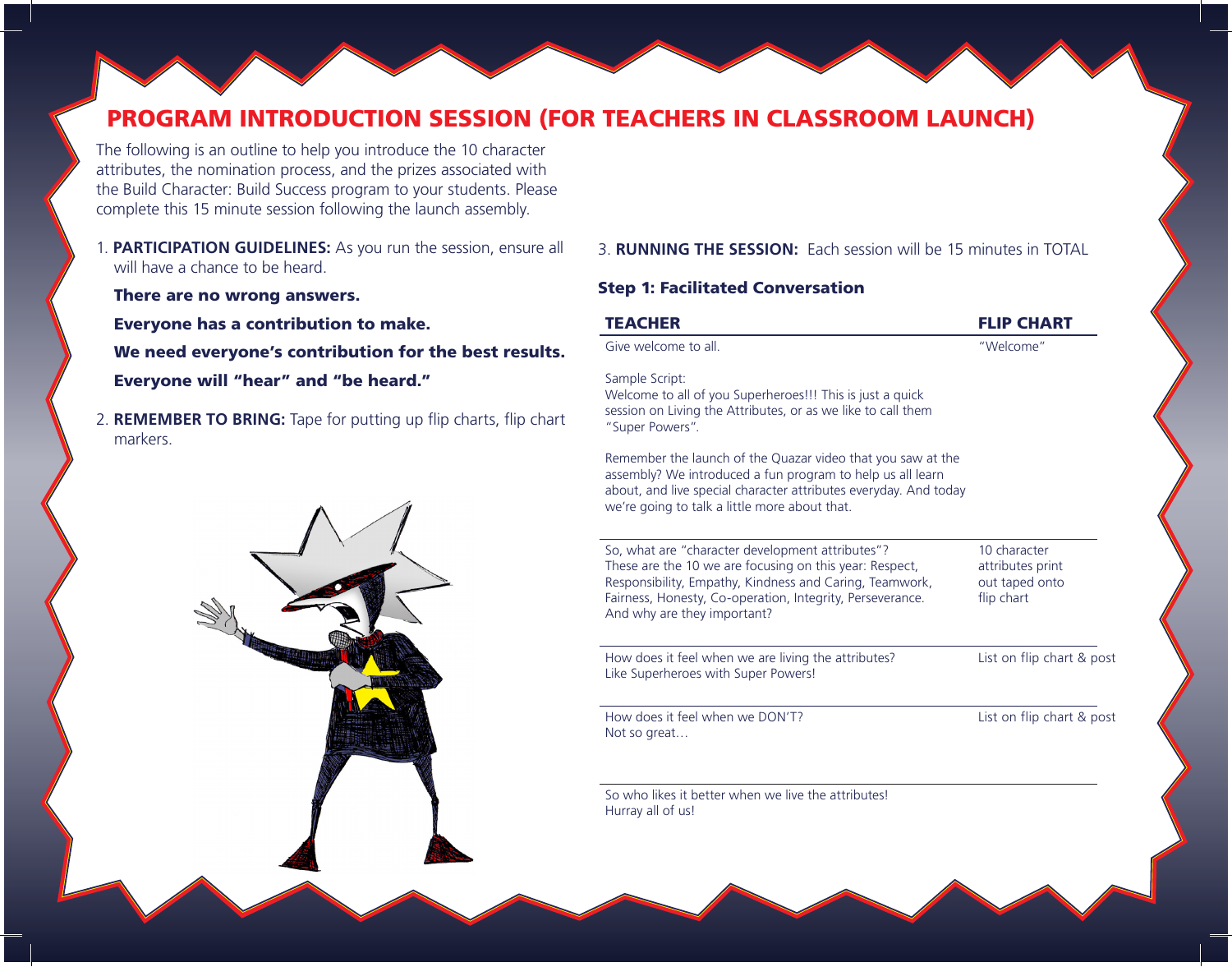# PROGRAM INTRODUCTION SESSION (FOR TEACHERS IN CLASSROOM LAUNCH)

The following is an outline to help you introduce the 10 character attributes, the nomination process, and the prizes associated with the Build Character: Build Success program to your students. Please complete this 15 minute session following the launch assembly.

1. **PARTICIPATION GUIDELINES:** As you run the session, ensure all will have a chance to be heard.

   **There are no wrong answers.**

   **Everyone has a contribution to make.**

   **We need everyone's contribution for the best results.**

   **Everyone will "hear" and "be heard."**

2. **REMEMBER TO BRING:** Tape for putting up flip charts, flip chart markers.

3. **RUNNING THE SESSION:** Each session will be 15 minutes in TOTAL

### Step 1: Facilitated Conversation

| TEACHER | FLIP CHART |
|---|---|
| Give welcome to all.<br><br>Sample Script:<br>Welcome to all of you Superheroes!!! This is just a quick session on Living the Attributes, or as we like to call them "Super Powers".<br><br>Remember the launch of the Quazar video that you saw at the assembly? We introduced a fun program to help us all learn about, and live special character attributes everyday. And today we're going to talk a little more about that. | "Welcome" |
| So, what are "character development attributes"? These are the 10 we are focusing on this year: Respect, Responsibility, Empathy, Kindness and Caring, Teamwork, Fairness, Honesty, Co-operation, Integrity, Perseverance. And why are they important? | 10 character attributes print out taped onto flip chart |
| How does it feel when we are living the attributes? Like Superheroes with Super Powers! | List on flip chart & post |
| How does it feel when we DON'T? Not so great… | List on flip chart & post |
| So who likes it better when we live the attributes! Hurray all of us! | |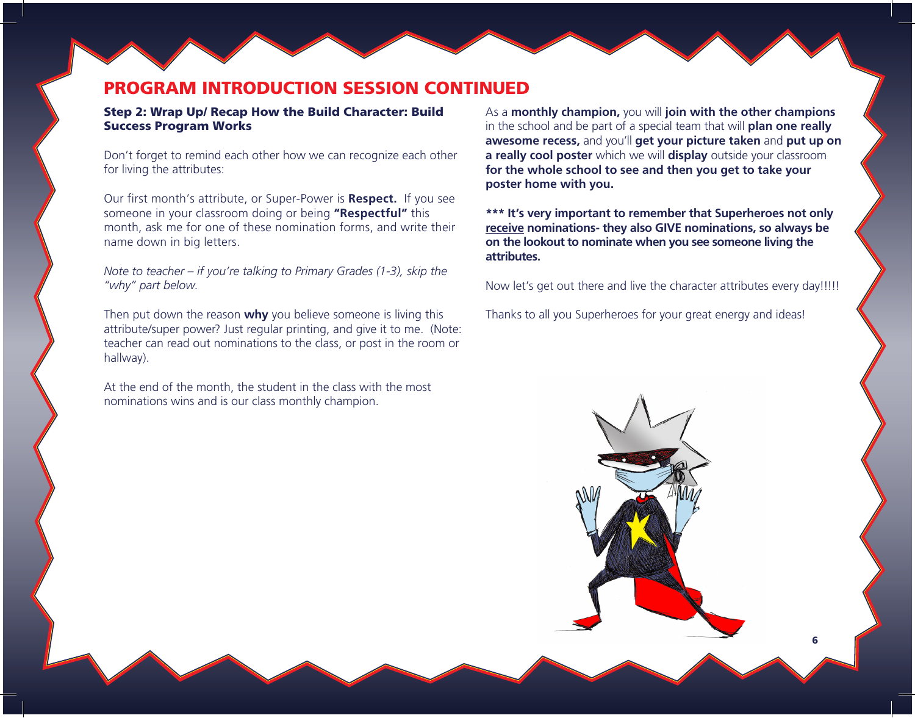## PROGRAM INTRODUCTION SESSION CONTINUED

### Step 2: Wrap Up/ Recap How the Build Character: Build Success Program Works

Don't forget to remind each other how we can recognize each other for living the attributes:

Our first month's attribute, or Super-Power is **Respect.** If you see someone in your classroom doing or being **"Respectful"** this month, ask me for one of these nomination forms, and write their name down in big letters.

*Note to teacher – if you're talking to Primary Grades (1-3), skip the "why" part below.*

Then put down the reason **why** you believe someone is living this attribute/super power? Just regular printing, and give it to me. (Note: teacher can read out nominations to the class, or post in the room or hallway).

At the end of the month, the student in the class with the most nominations wins and is our class monthly champion.

As a **monthly champion,** you will **join with the other champions** in the school and be part of a special team that will **plan one really awesome recess,** and you'll **get your picture taken** and **put up on a really cool poster** which we will **display** outside your classroom **for the whole school to see and then you get to take your poster home with you.**

**\*\*\* It's very important to remember that Superheroes not only <u>receive</u> nominations- they also GIVE nominations, so always be on the lookout to nominate when you see someone living the attributes.**

Now let's get out there and live the character attributes every day!!!!!

Thanks to all you Superheroes for your great energy and ideas!